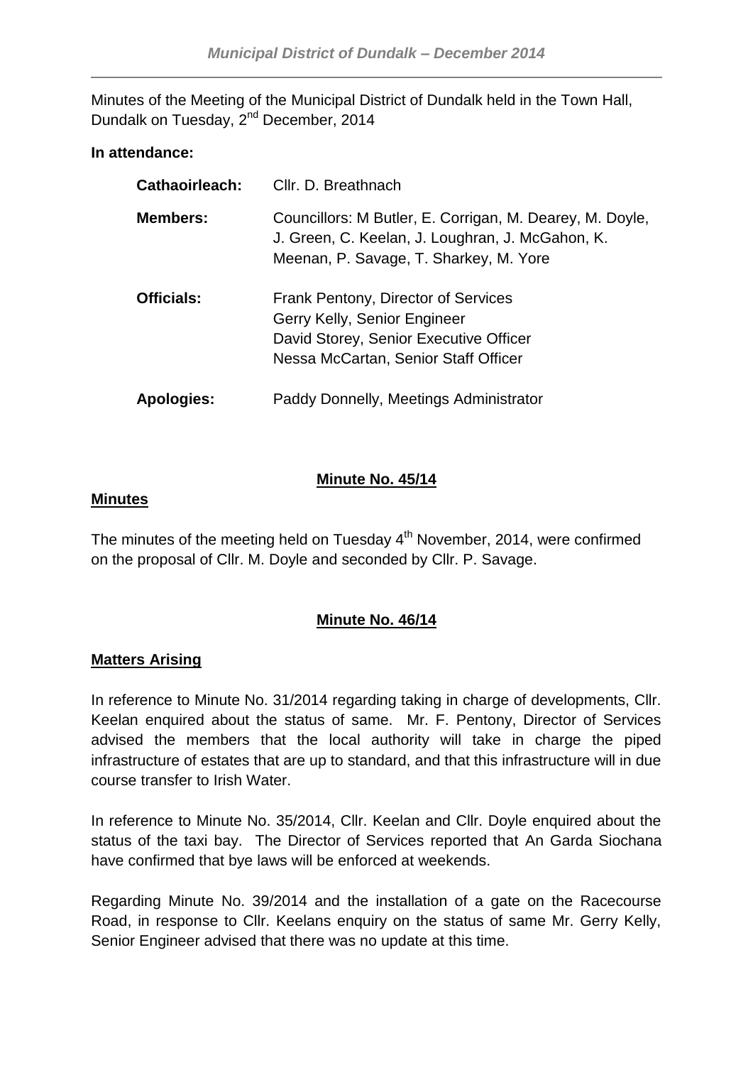Minutes of the Meeting of the Municipal District of Dundalk held in the Town Hall, Dundalk on Tuesday, 2nd December, 2014

**In attendance:**

| | |
|---|---|
| **Cathaoirleach:** | Cllr. D. Breathnach |
| **Members:** | Councillors: M Butler, E. Corrigan, M. Dearey, M. Doyle, J. Green, C. Keelan, J. Loughran, J. McGahon, K. Meenan, P. Savage, T. Sharkey, M. Yore |
| **Officials:** | Frank Pentony, Director of Services<br>Gerry Kelly, Senior Engineer<br>David Storey, Senior Executive Officer<br>Nessa McCartan, Senior Staff Officer |
| **Apologies:** | Paddy Donnelly, Meetings Administrator |

## Minute No. 45/14

### Minutes

The minutes of the meeting held on Tuesday 4th November, 2014, were confirmed on the proposal of Cllr. M. Doyle and seconded by Cllr. P. Savage.

## Minute No. 46/14

### Matters Arising

In reference to Minute No. 31/2014 regarding taking in charge of developments, Cllr. Keelan enquired about the status of same. Mr. F. Pentony, Director of Services advised the members that the local authority will take in charge the piped infrastructure of estates that are up to standard, and that this infrastructure will in due course transfer to Irish Water.

In reference to Minute No. 35/2014, Cllr. Keelan and Cllr. Doyle enquired about the status of the taxi bay. The Director of Services reported that An Garda Siochana have confirmed that bye laws will be enforced at weekends.

Regarding Minute No. 39/2014 and the installation of a gate on the Racecourse Road, in response to Cllr. Keelans enquiry on the status of same Mr. Gerry Kelly, Senior Engineer advised that there was no update at this time.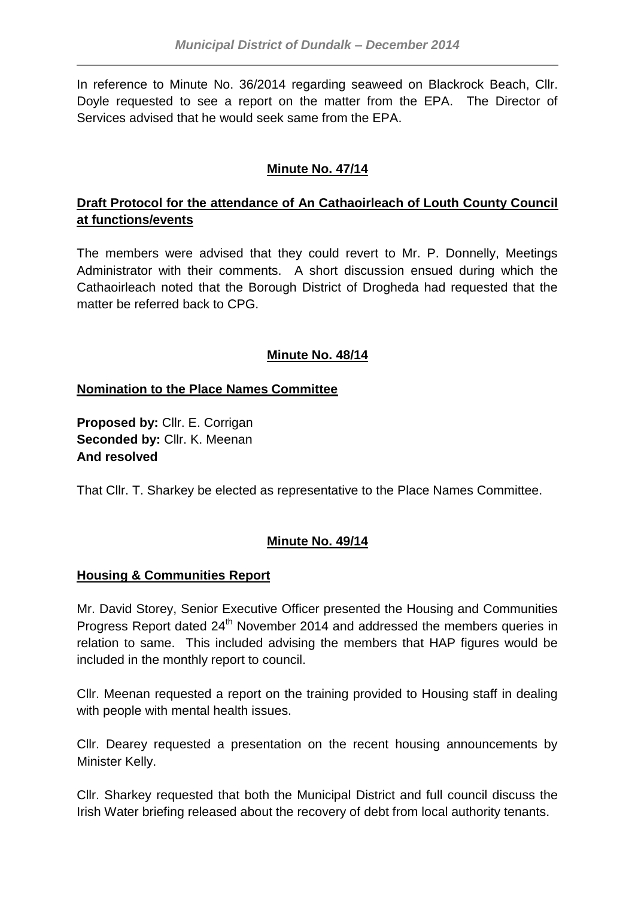In reference to Minute No. 36/2014 regarding seaweed on Blackrock Beach, Cllr. Doyle requested to see a report on the matter from the EPA. The Director of Services advised that he would seek same from the EPA.

## Minute No. 47/14

### Draft Protocol for the attendance of An Cathaoirleach of Louth County Council at functions/events

The members were advised that they could revert to Mr. P. Donnelly, Meetings Administrator with their comments. A short discussion ensued during which the Cathaoirleach noted that the Borough District of Drogheda had requested that the matter be referred back to CPG.

## Minute No. 48/14

### Nomination to the Place Names Committee

**Proposed by:** Cllr. E. Corrigan
**Seconded by:** Cllr. K. Meenan
**And resolved**

That Cllr. T. Sharkey be elected as representative to the Place Names Committee.

## Minute No. 49/14

### Housing & Communities Report

Mr. David Storey, Senior Executive Officer presented the Housing and Communities Progress Report dated 24th November 2014 and addressed the members queries in relation to same. This included advising the members that HAP figures would be included in the monthly report to council.

Cllr. Meenan requested a report on the training provided to Housing staff in dealing with people with mental health issues.

Cllr. Dearey requested a presentation on the recent housing announcements by Minister Kelly.

Cllr. Sharkey requested that both the Municipal District and full council discuss the Irish Water briefing released about the recovery of debt from local authority tenants.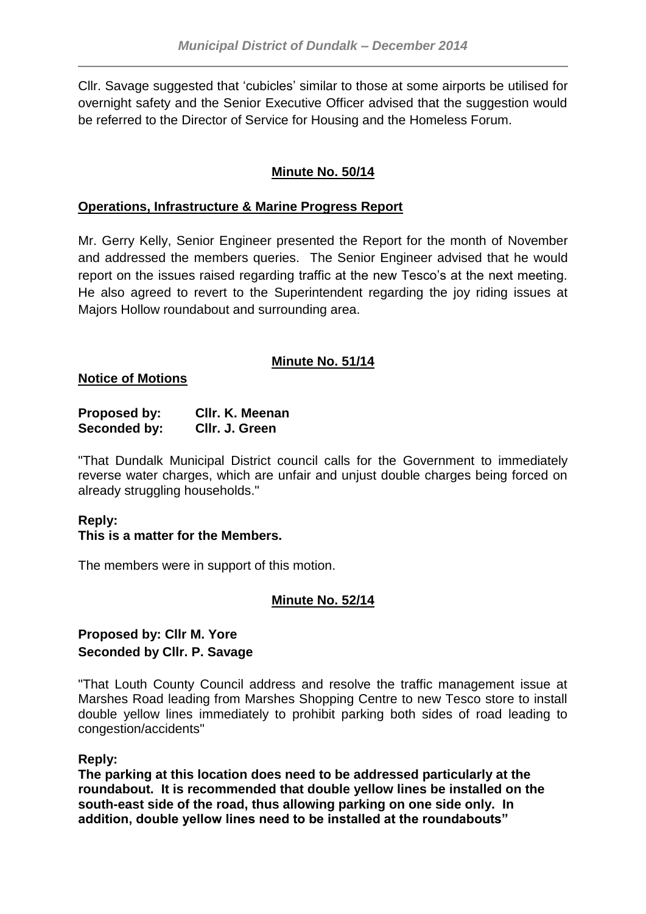Cllr. Savage suggested that 'cubicles' similar to those at some airports be utilised for overnight safety and the Senior Executive Officer advised that the suggestion would be referred to the Director of Service for Housing and the Homeless Forum.

**Minute No. 50/14**

**Operations, Infrastructure & Marine Progress Report**

Mr. Gerry Kelly, Senior Engineer presented the Report for the month of November and addressed the members queries. The Senior Engineer advised that he would report on the issues raised regarding traffic at the new Tesco's at the next meeting. He also agreed to revert to the Superintendent regarding the joy riding issues at Majors Hollow roundabout and surrounding area.

**Minute No. 51/14**

**Notice of Motions**

**Proposed by: Cllr. K. Meenan**
**Seconded by: Cllr. J. Green**

"That Dundalk Municipal District council calls for the Government to immediately reverse water charges, which are unfair and unjust double charges being forced on already struggling households."

**Reply:**
**This is a matter for the Members.**

The members were in support of this motion.

**Minute No. 52/14**

**Proposed by: Cllr M. Yore**
**Seconded by Cllr. P. Savage**

"That Louth County Council address and resolve the traffic management issue at Marshes Road leading from Marshes Shopping Centre to new Tesco store to install double yellow lines immediately to prohibit parking both sides of road leading to congestion/accidents"

**Reply:**
**The parking at this location does need to be addressed particularly at the roundabout. It is recommended that double yellow lines be installed on the south-east side of the road, thus allowing parking on one side only. In addition, double yellow lines need to be installed at the roundabouts"**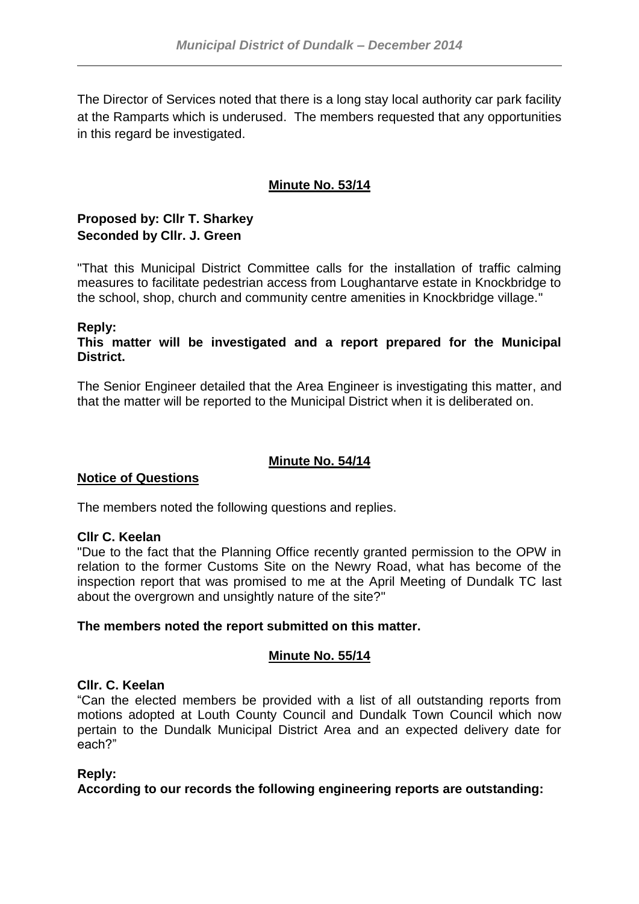The Director of Services noted that there is a long stay local authority car park facility at the Ramparts which is underused. The members requested that any opportunities in this regard be investigated.

**Minute No. 53/14**

**Proposed by: Cllr T. Sharkey**
**Seconded by Cllr. J. Green**

"That this Municipal District Committee calls for the installation of traffic calming measures to facilitate pedestrian access from Loughantarve estate in Knockbridge to the school, shop, church and community centre amenities in Knockbridge village."

**Reply:**
**This matter will be investigated and a report prepared for the Municipal District.**

The Senior Engineer detailed that the Area Engineer is investigating this matter, and that the matter will be reported to the Municipal District when it is deliberated on.

**Minute No. 54/14**

**Notice of Questions**

The members noted the following questions and replies.

**Cllr C. Keelan**
"Due to the fact that the Planning Office recently granted permission to the OPW in relation to the former Customs Site on the Newry Road, what has become of the inspection report that was promised to me at the April Meeting of Dundalk TC last about the overgrown and unsightly nature of the site?"

**The members noted the report submitted on this matter.**

**Minute No. 55/14**

**Cllr. C. Keelan**
"Can the elected members be provided with a list of all outstanding reports from motions adopted at Louth County Council and Dundalk Town Council which now pertain to the Dundalk Municipal District Area and an expected delivery date for each?"

**Reply:**
**According to our records the following engineering reports are outstanding:**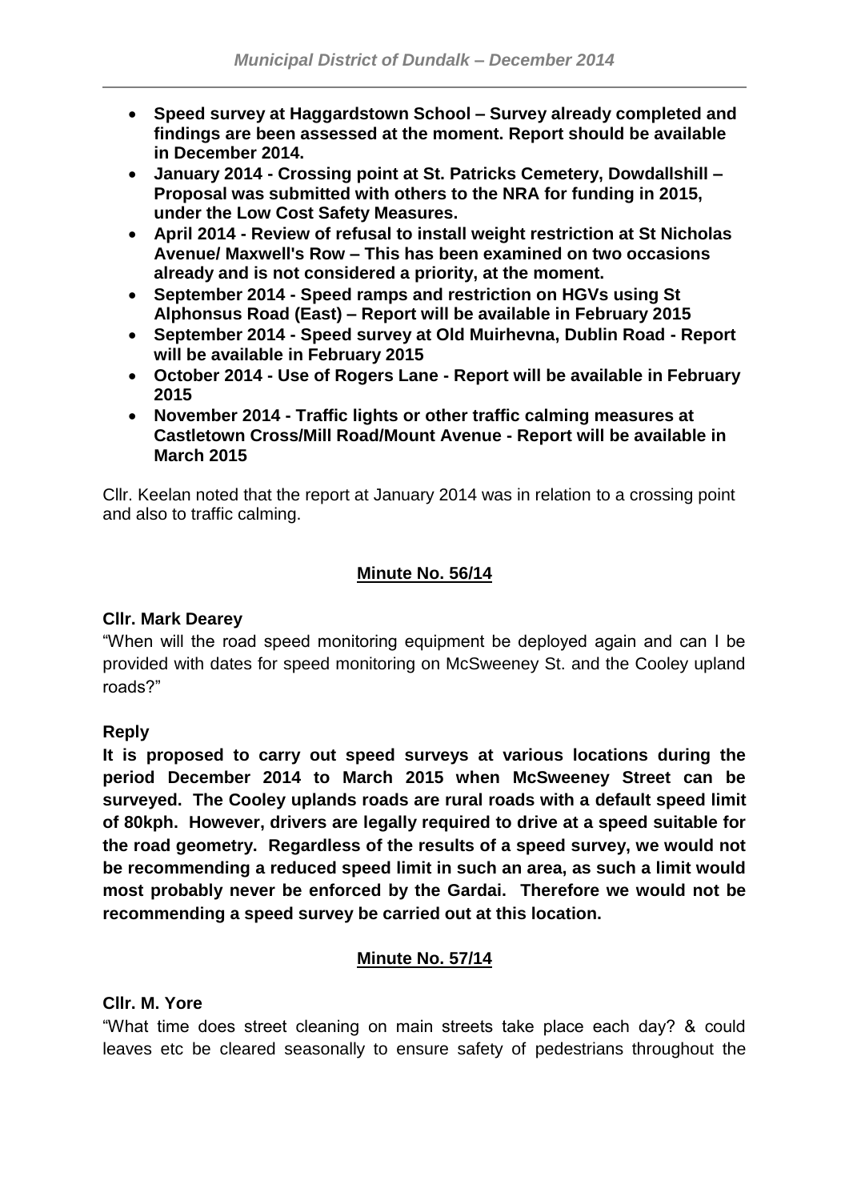- **Speed survey at Haggardstown School – Survey already completed and findings are been assessed at the moment. Report should be available in December 2014.**
- **January 2014 - Crossing point at St. Patricks Cemetery, Dowdallshill – Proposal was submitted with others to the NRA for funding in 2015, under the Low Cost Safety Measures.**
- **April 2014 - Review of refusal to install weight restriction at St Nicholas Avenue/ Maxwell's Row – This has been examined on two occasions already and is not considered a priority, at the moment.**
- **September 2014 - Speed ramps and restriction on HGVs using St Alphonsus Road (East) – Report will be available in February 2015**
- **September 2014 - Speed survey at Old Muirhevna, Dublin Road - Report will be available in February 2015**
- **October 2014 - Use of Rogers Lane - Report will be available in February 2015**
- **November 2014 - Traffic lights or other traffic calming measures at Castletown Cross/Mill Road/Mount Avenue - Report will be available in March 2015**

Cllr. Keelan noted that the report at January 2014 was in relation to a crossing point and also to traffic calming.

## Minute No. 56/14

**Cllr. Mark Dearey**

"When will the road speed monitoring equipment be deployed again and can I be provided with dates for speed monitoring on McSweeney St. and the Cooley upland roads?"

**Reply**

**It is proposed to carry out speed surveys at various locations during the period December 2014 to March 2015 when McSweeney Street can be surveyed. The Cooley uplands roads are rural roads with a default speed limit of 80kph. However, drivers are legally required to drive at a speed suitable for the road geometry. Regardless of the results of a speed survey, we would not be recommending a reduced speed limit in such an area, as such a limit would most probably never be enforced by the Gardai. Therefore we would not be recommending a speed survey be carried out at this location.**

## Minute No. 57/14

**Cllr. M. Yore**

"What time does street cleaning on main streets take place each day? & could leaves etc be cleared seasonally to ensure safety of pedestrians throughout the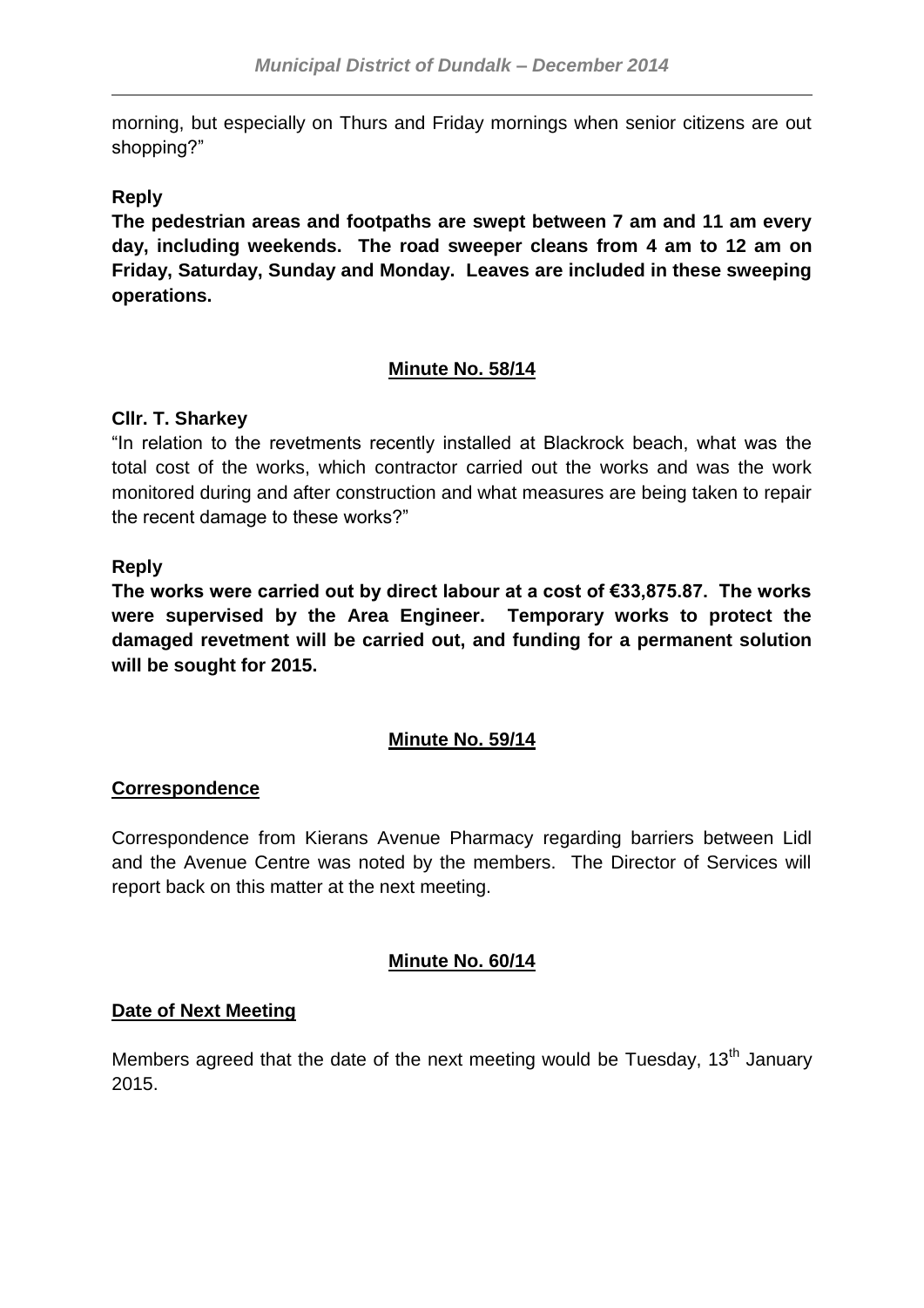morning, but especially on Thurs and Friday mornings when senior citizens are out shopping?"

**Reply**

**The pedestrian areas and footpaths are swept between 7 am and 11 am every day, including weekends. The road sweeper cleans from 4 am to 12 am on Friday, Saturday, Sunday and Monday. Leaves are included in these sweeping operations.**

<u>**Minute No. 58/14**</u>

**Cllr. T. Sharkey**

"In relation to the revetments recently installed at Blackrock beach, what was the total cost of the works, which contractor carried out the works and was the work monitored during and after construction and what measures are being taken to repair the recent damage to these works?"

**Reply**

**The works were carried out by direct labour at a cost of €33,875.87. The works were supervised by the Area Engineer. Temporary works to protect the damaged revetment will be carried out, and funding for a permanent solution will be sought for 2015.**

<u>**Minute No. 59/14**</u>

<u>**Correspondence**</u>

Correspondence from Kierans Avenue Pharmacy regarding barriers between Lidl and the Avenue Centre was noted by the members. The Director of Services will report back on this matter at the next meeting.

<u>**Minute No. 60/14**</u>

<u>**Date of Next Meeting**</u>

Members agreed that the date of the next meeting would be Tuesday, 13th January 2015.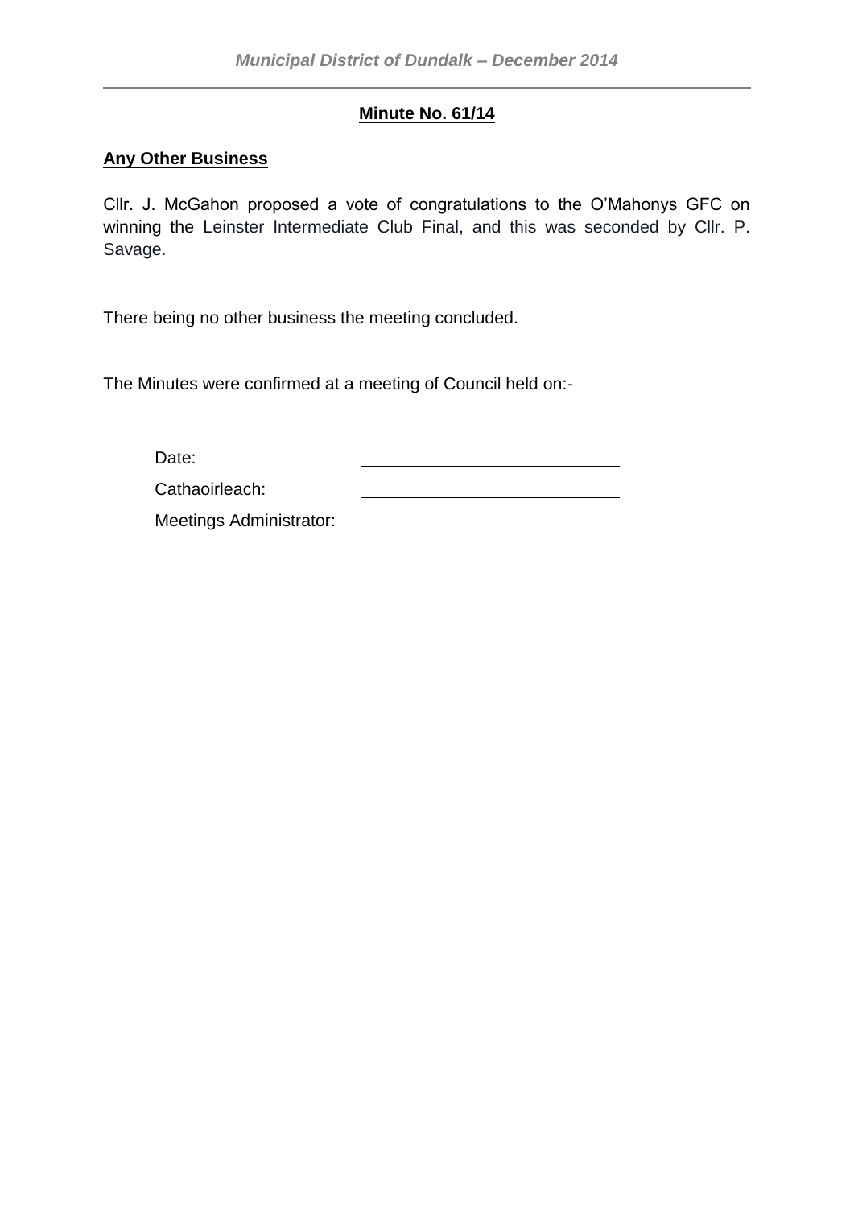**Minute No. 61/14**

**Any Other Business**

Cllr. J. McGahon proposed a vote of congratulations to the O'Mahonys GFC on winning the Leinster Intermediate Club Final, and this was seconded by Cllr. P. Savage.

There being no other business the meeting concluded.

The Minutes were confirmed at a meeting of Council held on:-

| | |
|---|---|
| Date: | \_\_\_\_\_\_\_\_\_\_\_\_\_\_\_\_\_\_\_\_\_\_\_\_ |
| Cathaoirleach: | \_\_\_\_\_\_\_\_\_\_\_\_\_\_\_\_\_\_\_\_\_\_\_\_ |
| Meetings Administrator: | \_\_\_\_\_\_\_\_\_\_\_\_\_\_\_\_\_\_\_\_\_\_\_\_ |